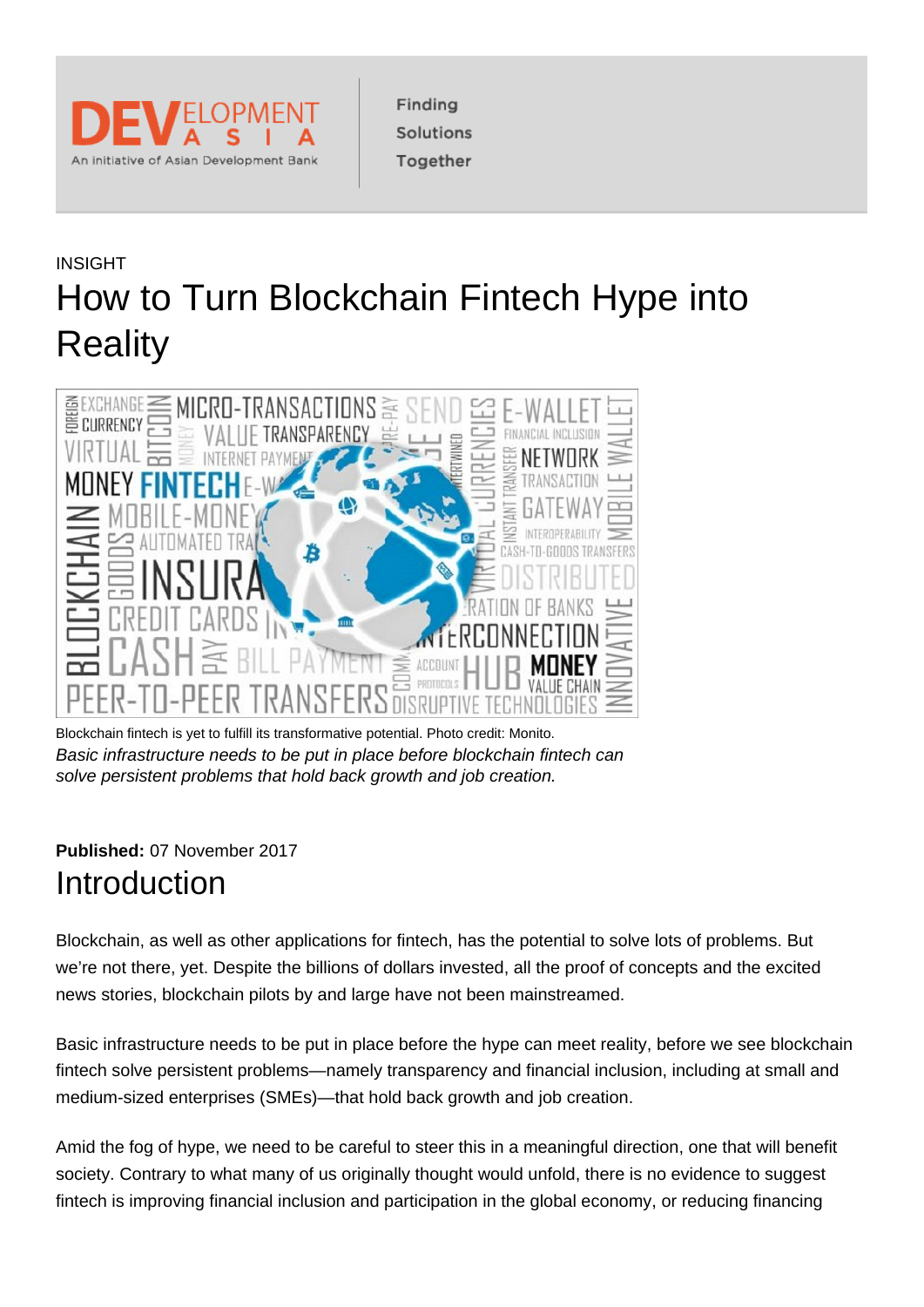INSIGHT

# How to Turn Blockchain Fintech Hype into Reality

Blockchain fintech is yet to fulfill its transformative potential. Photo credit: Monito.

*Basic infrastructure needs to be put in place before blockchain fintech can solve persistent problems that hold back growth and job creation.*

**Published:** 07 November 2017

## Introduction

Blockchain, as well as other applications for fintech, has the potential to solve lots of problems. But we're not there, yet. Despite the billions of dollars invested, all the proof of concepts and the excited news stories, blockchain pilots by and large have not been mainstreamed.

Basic infrastructure needs to be put in place before the hype can meet reality, before we see blockchain fintech solve persistent problems—namely transparency and financial inclusion, including at small and medium-sized enterprises (SMEs)—that hold back growth and job creation.

Amid the fog of hype, we need to be careful to steer this in a meaningful direction, one that will benefit society. Contrary to what many of us originally thought would unfold, there is no evidence to suggest fintech is improving financial inclusion and participation in the global economy, or reducing financing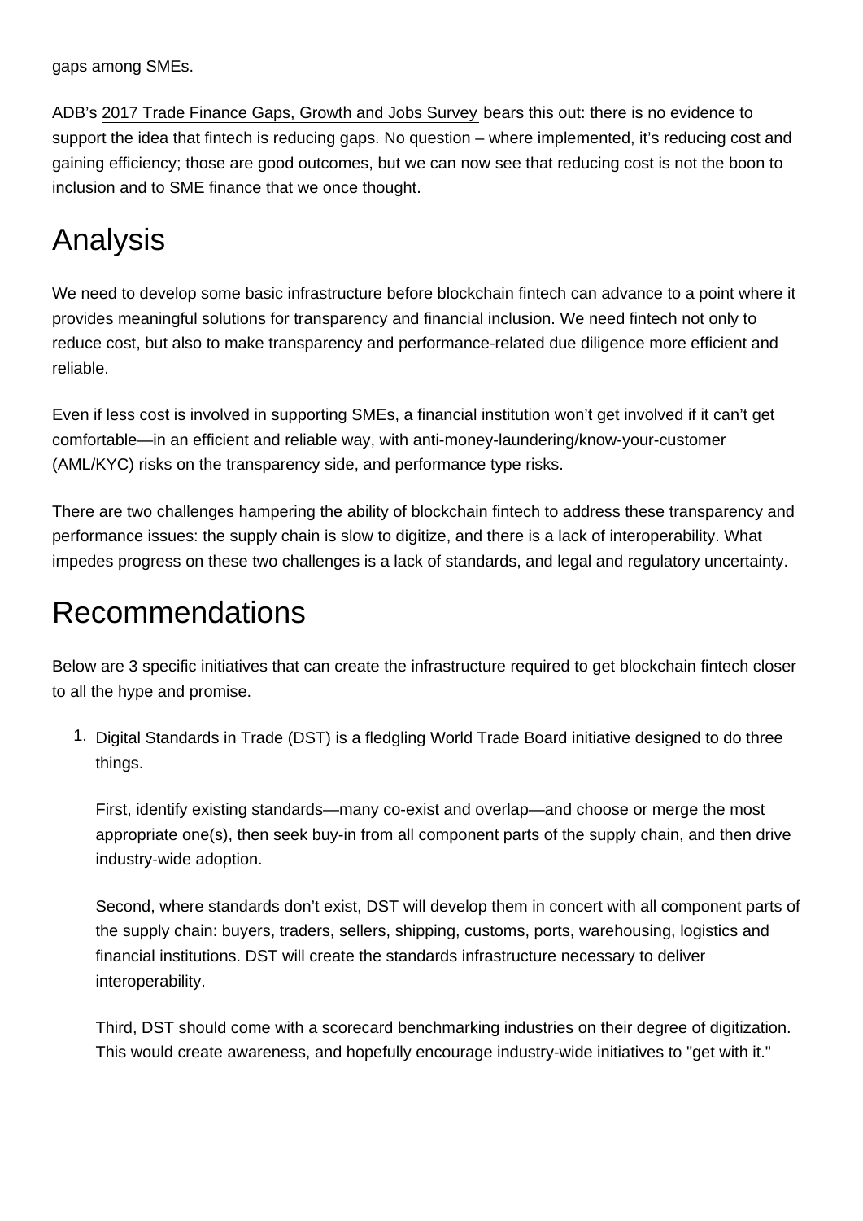gaps among SMEs.

ADB's [2017 Trade Finance Gaps, Growth and Jobs Survey] bears this out: there is no evidence to support the idea that fintech is reducing gaps. No question – where implemented, it's reducing cost and gaining efficiency; those are good outcomes, but we can now see that reducing cost is not the boon to inclusion and to SME finance that we once thought.

## Analysis

We need to develop some basic infrastructure before blockchain fintech can advance to a point where it provides meaningful solutions for transparency and financial inclusion. We need fintech not only to reduce cost, but also to make transparency and performance-related due diligence more efficient and reliable.

Even if less cost is involved in supporting SMEs, a financial institution won't get involved if it can't get comfortable—in an efficient and reliable way, with anti-money-laundering/know-your-customer (AML/KYC) risks on the transparency side, and performance type risks.

There are two challenges hampering the ability of blockchain fintech to address these transparency and performance issues: the supply chain is slow to digitize, and there is a lack of interoperability. What impedes progress on these two challenges is a lack of standards, and legal and regulatory uncertainty.

## Recommendations

Below are 3 specific initiatives that can create the infrastructure required to get blockchain fintech closer to all the hype and promise.

1. Digital Standards in Trade (DST) is a fledgling World Trade Board initiative designed to do three things.

   First, identify existing standards—many co-exist and overlap—and choose or merge the most appropriate one(s), then seek buy-in from all component parts of the supply chain, and then drive industry-wide adoption.

   Second, where standards don't exist, DST will develop them in concert with all component parts of the supply chain: buyers, traders, sellers, shipping, customs, ports, warehousing, logistics and financial institutions. DST will create the standards infrastructure necessary to deliver interoperability.

   Third, DST should come with a scorecard benchmarking industries on their degree of digitization. This would create awareness, and hopefully encourage industry-wide initiatives to "get with it."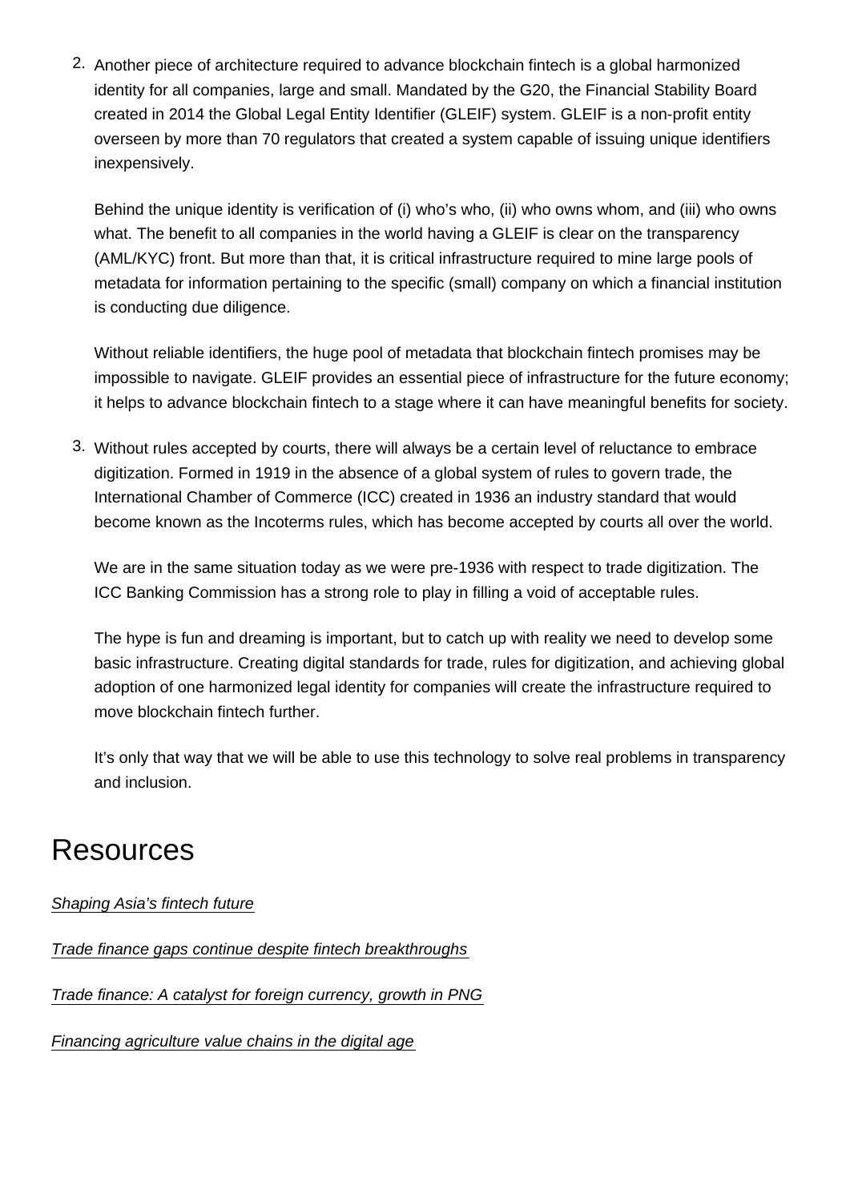2. Another piece of architecture required to advance blockchain fintech is a global harmonized identity for all companies, large and small. Mandated by the G20, the Financial Stability Board created in 2014 the Global Legal Entity Identifier (GLEIF) system. GLEIF is a non-profit entity overseen by more than 70 regulators that created a system capable of issuing unique identifiers inexpensively.

   Behind the unique identity is verification of (i) who's who, (ii) who owns whom, and (iii) who owns what. The benefit to all companies in the world having a GLEIF is clear on the transparency (AML/KYC) front. But more than that, it is critical infrastructure required to mine large pools of metadata for information pertaining to the specific (small) company on which a financial institution is conducting due diligence.

   Without reliable identifiers, the huge pool of metadata that blockchain fintech promises may be impossible to navigate. GLEIF provides an essential piece of infrastructure for the future economy; it helps to advance blockchain fintech to a stage where it can have meaningful benefits for society.

3. Without rules accepted by courts, there will always be a certain level of reluctance to embrace digitization. Formed in 1919 in the absence of a global system of rules to govern trade, the International Chamber of Commerce (ICC) created in 1936 an industry standard that would become known as the Incoterms rules, which has become accepted by courts all over the world.

   We are in the same situation today as we were pre-1936 with respect to trade digitization. The ICC Banking Commission has a strong role to play in filling a void of acceptable rules.

   The hype is fun and dreaming is important, but to catch up with reality we need to develop some basic infrastructure. Creating digital standards for trade, rules for digitization, and achieving global adoption of one harmonized legal identity for companies will create the infrastructure required to move blockchain fintech further.

   It's only that way that we will be able to use this technology to solve real problems in transparency and inclusion.

# Resources

Shaping Asia's fintech future

Trade finance gaps continue despite fintech breakthroughs

Trade finance: A catalyst for foreign currency, growth in PNG

Financing agriculture value chains in the digital age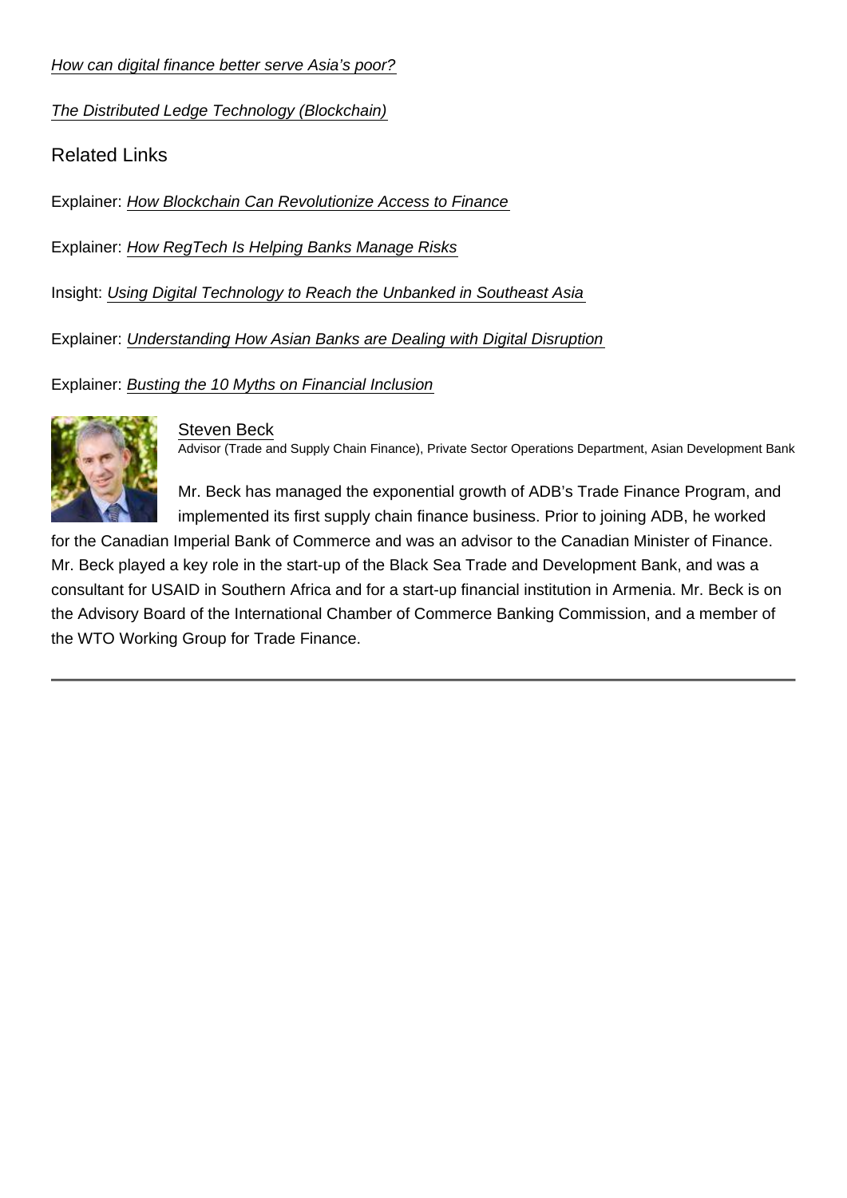[How can digital finance better serve Asia's poor?]

[The Distributed Ledge Technology (Blockchain)]

## Related Links

Explainer: *How Blockchain Can Revolutionize Access to Finance*

Explainer: *How RegTech Is Helping Banks Manage Risks*

Insight: *Using Digital Technology to Reach the Unbanked in Southeast Asia*

Explainer: *Understanding How Asian Banks are Dealing with Digital Disruption*

Explainer: *Busting the 10 Myths on Financial Inclusion*

Steven Beck
Advisor (Trade and Supply Chain Finance), Private Sector Operations Department, Asian Development Bank

Mr. Beck has managed the exponential growth of ADB's Trade Finance Program, and implemented its first supply chain finance business. Prior to joining ADB, he worked for the Canadian Imperial Bank of Commerce and was an advisor to the Canadian Minister of Finance. Mr. Beck played a key role in the start-up of the Black Sea Trade and Development Bank, and was a consultant for USAID in Southern Africa and for a start-up financial institution in Armenia. Mr. Beck is on the Advisory Board of the International Chamber of Commerce Banking Commission, and a member of the WTO Working Group for Trade Finance.